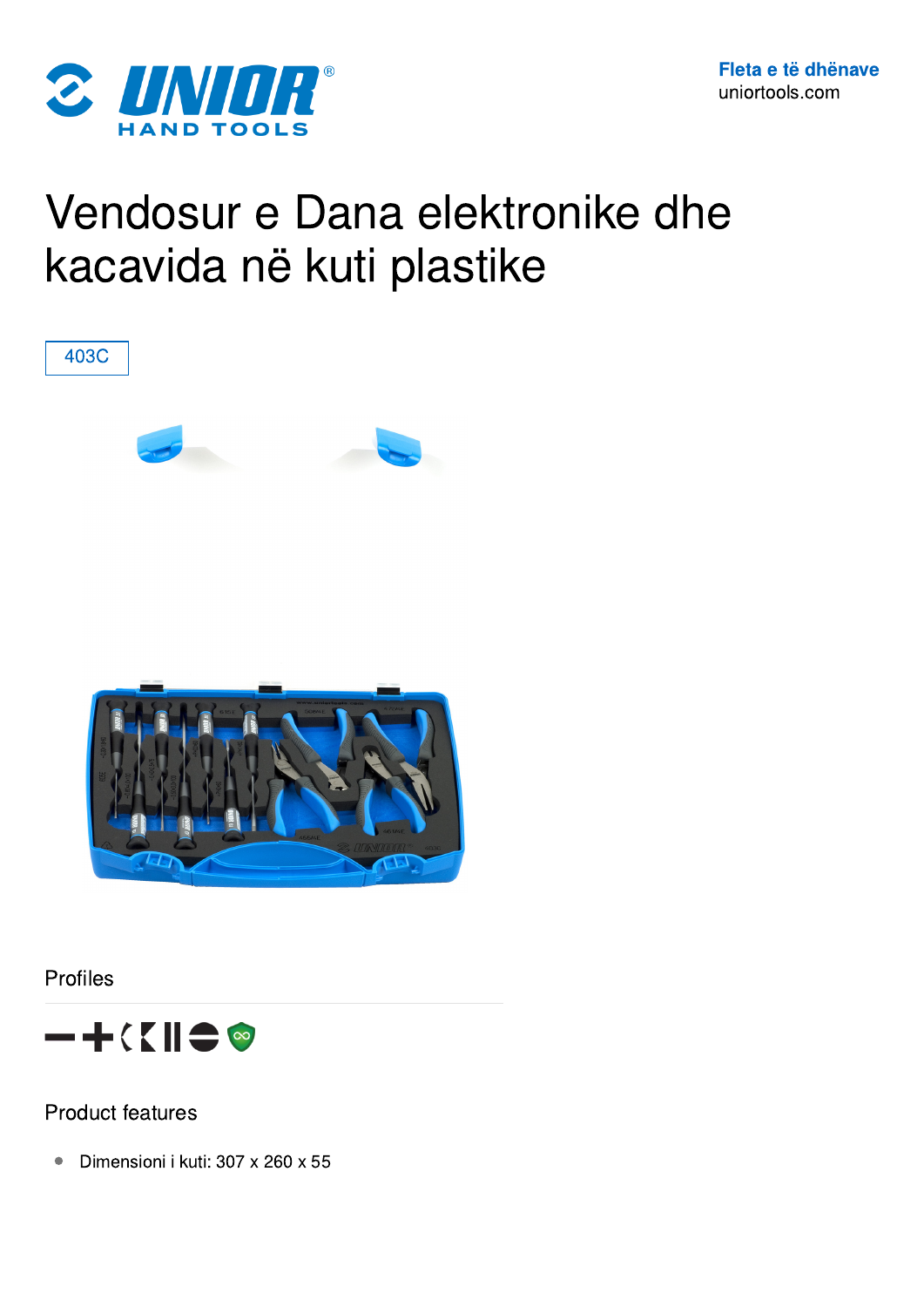**Fleta e të dhënave**
uniortools.com

# Vendosur e Dana elektronike dhe kacavida në kuti plastike

403C

## Profiles

## Product features

- Dimensioni i kuti: 307 x 260 x 55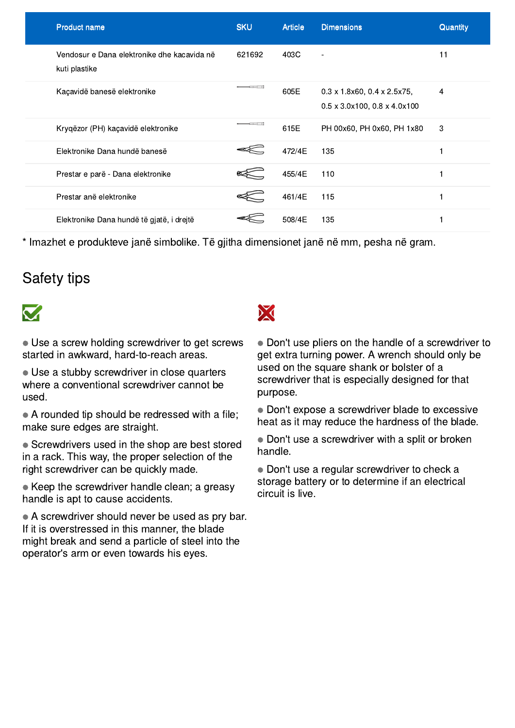| Product name | SKU | Article | Dimensions | Quantity |
|---|---|---|---|---|
| Vendosur e Dana elektronike dhe kacavida në kuti plastike | 621692 | 403C | - | 11 |
| Kaçavidë banesë elektronike | | 605E | 0.3 x 1.8x60, 0.4 x 2.5x75, 0.5 x 3.0x100, 0.8 x 4.0x100 | 4 |
| Kryqëzor (PH) kaçavidë elektronike | | 615E | PH 00x60, PH 0x60, PH 1x80 | 3 |
| Elektronike Dana hundë banesë | | 472/4E | 135 | 1 |
| Prestar e parë - Dana elektronike | | 455/4E | 110 | 1 |
| Prestar anë elektronike | | 461/4E | 115 | 1 |
| Elektronike Dana hundë të gjatë, i drejtë | | 508/4E | 135 | 1 |

* Imazhet e produkteve janë simbolike. Të gjitha dimensionet janë në mm, pesha në gram.

## Safety tips

- Use a screw holding screwdriver to get screws started in awkward, hard-to-reach areas.
- Use a stubby screwdriver in close quarters where a conventional screwdriver cannot be used.
- A rounded tip should be redressed with a file; make sure edges are straight.
- Screwdrivers used in the shop are best stored in a rack. This way, the proper selection of the right screwdriver can be quickly made.
- Keep the screwdriver handle clean; a greasy handle is apt to cause accidents.
- A screwdriver should never be used as pry bar. If it is overstressed in this manner, the blade might break and send a particle of steel into the operator's arm or even towards his eyes.

- Don't use pliers on the handle of a screwdriver to get extra turning power. A wrench should only be used on the square shank or bolster of a screwdriver that is especially designed for that purpose.
- Don't expose a screwdriver blade to excessive heat as it may reduce the hardness of the blade.
- Don't use a screwdriver with a split or broken handle.
- Don't use a regular screwdriver to check a storage battery or to determine if an electrical circuit is live.